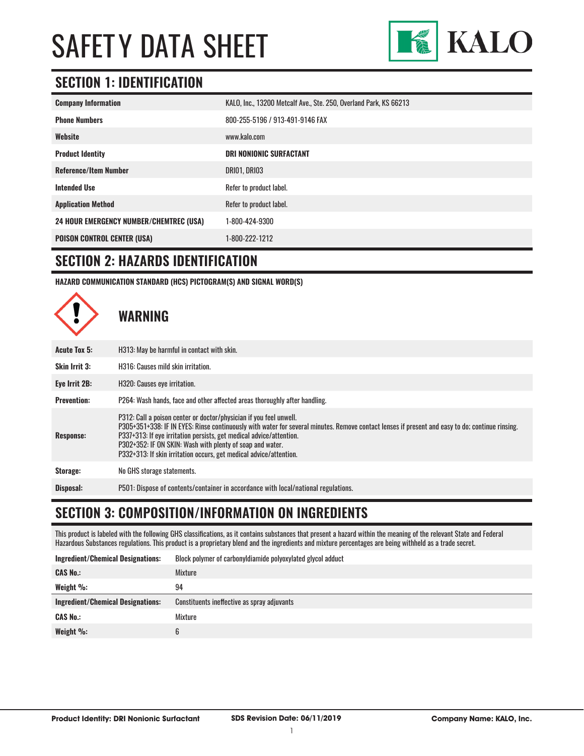# SAFETY DATA SHEET

KALO

## SECTION 1: IDENTIFICATION

| | |
|---|---|
| **Company Information** | KALO, Inc., 13200 Metcalf Ave., Ste. 250, Overland Park, KS 66213 |
| **Phone Numbers** | 800-255-5196 / 913-491-9146 FAX |
| **Website** | www.kalo.com |
| **Product Identity** | **DRI NONIONIC SURFACTANT** |
| **Reference/Item Number** | DRI01, DRI03 |
| **Intended Use** | Refer to product label. |
| **Application Method** | Refer to product label. |
| **24 HOUR EMERGENCY NUMBER/CHEMTREC (USA)** | 1-800-424-9300 |
| **POISON CONTROL CENTER (USA)** | 1-800-222-1212 |

## SECTION 2: HAZARDS IDENTIFICATION

**HAZARD COMMUNICATION STANDARD (HCS) PICTOGRAM(S) AND SIGNAL WORD(S)**

### WARNING

| | |
|---|---|
| **Acute Tox 5:** | H313: May be harmful in contact with skin. |
| **Skin Irrit 3:** | H316: Causes mild skin irritation. |
| **Eye Irrit 2B:** | H320: Causes eye irritation. |
| **Prevention:** | P264: Wash hands, face and other affected areas thoroughly after handling. |
| **Response:** | P312: Call a poison center or doctor/physician if you feel unwell.<br>P305+351+338: IF IN EYES: Rinse continuously with water for several minutes. Remove contact lenses if present and easy to do; continue rinsing.<br>P337+313: If eye irritation persists, get medical advice/attention.<br>P302+352: IF ON SKIN: Wash with plenty of soap and water.<br>P332+313: If skin irritation occurs, get medical advice/attention. |
| **Storage:** | No GHS storage statements. |
| **Disposal:** | P501: Dispose of contents/container in accordance with local/national regulations. |

## SECTION 3: COMPOSITION/INFORMATION ON INGREDIENTS

This product is labeled with the following GHS classifications, as it contains substances that present a hazard within the meaning of the relevant State and Federal Hazardous Substances regulations. This product is a proprietary blend and the ingredients and mixture percentages are being withheld as a trade secret.

| | |
|---|---|
| **Ingredient/Chemical Designations:** | Block polymer of carbonyldiamide polyoxylated glycol adduct |
| **CAS No.:** | Mixture |
| **Weight %:** | 94 |
| **Ingredient/Chemical Designations:** | Constituents ineffective as spray adjuvants |
| **CAS No.:** | Mixture |
| **Weight %:** | 6 |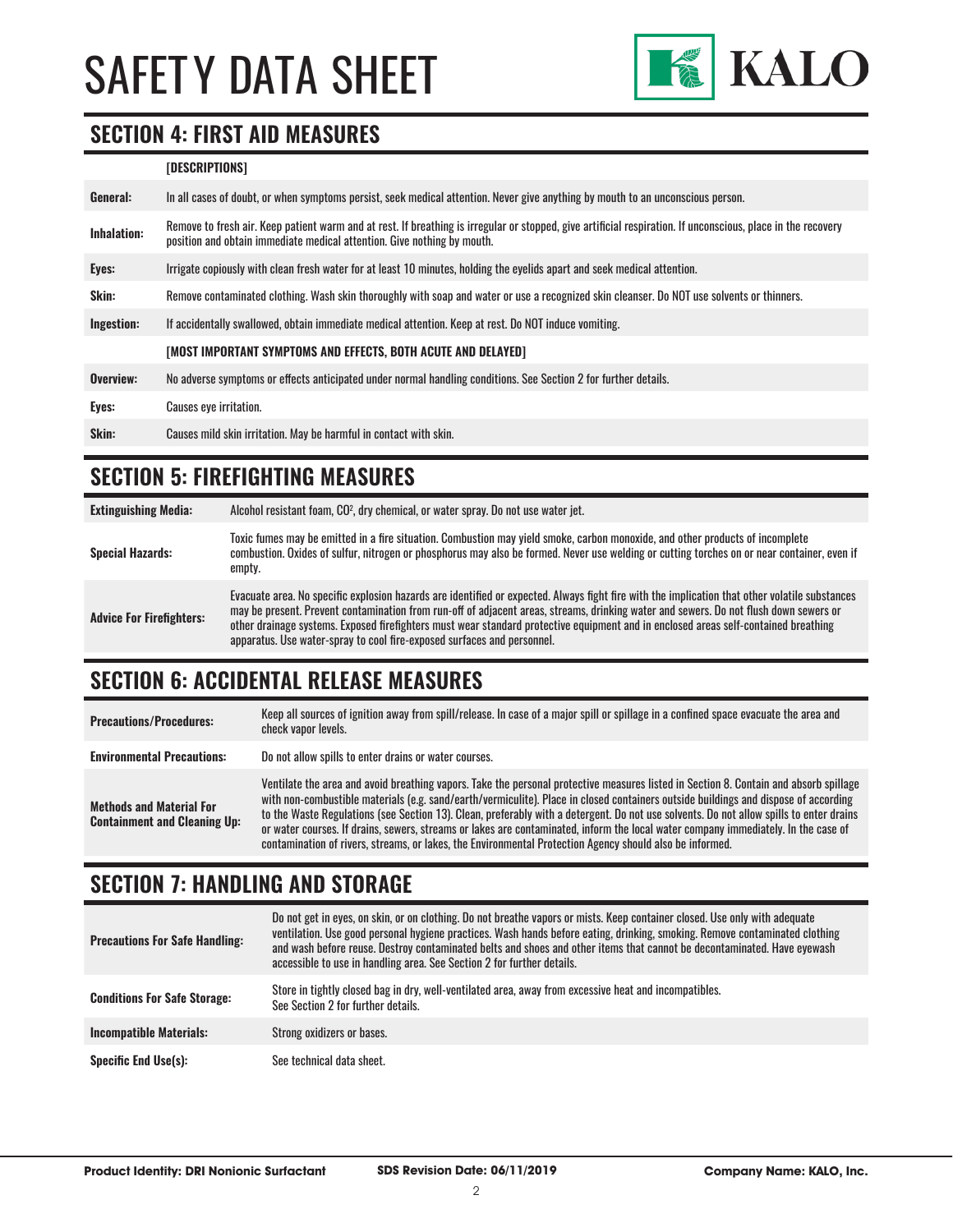# SAFETY DATA SHEET

## SECTION 4: FIRST AID MEASURES

| | [DESCRIPTIONS] |
|---|---|
| **General:** | In all cases of doubt, or when symptoms persist, seek medical attention. Never give anything by mouth to an unconscious person. |
| **Inhalation:** | Remove to fresh air. Keep patient warm and at rest. If breathing is irregular or stopped, give artificial respiration. If unconscious, place in the recovery position and obtain immediate medical attention. Give nothing by mouth. |
| **Eyes:** | Irrigate copiously with clean fresh water for at least 10 minutes, holding the eyelids apart and seek medical attention. |
| **Skin:** | Remove contaminated clothing. Wash skin thoroughly with soap and water or use a recognized skin cleanser. Do NOT use solvents or thinners. |
| **Ingestion:** | If accidentally swallowed, obtain immediate medical attention. Keep at rest. Do NOT induce vomiting. |
| | **[MOST IMPORTANT SYMPTOMS AND EFFECTS, BOTH ACUTE AND DELAYED]** |
| **Overview:** | No adverse symptoms or effects anticipated under normal handling conditions. See Section 2 for further details. |
| **Eyes:** | Causes eye irritation. |
| **Skin:** | Causes mild skin irritation. May be harmful in contact with skin. |

## SECTION 5: FIREFIGHTING MEASURES

| | |
|---|---|
| **Extinguishing Media:** | Alcohol resistant foam, $CO^2$, dry chemical, or water spray. Do not use water jet. |
| **Special Hazards:** | Toxic fumes may be emitted in a fire situation. Combustion may yield smoke, carbon monoxide, and other products of incomplete combustion. Oxides of sulfur, nitrogen or phosphorus may also be formed. Never use welding or cutting torches on or near container, even if empty. |
| **Advice For Firefighters:** | Evacuate area. No specific explosion hazards are identified or expected. Always fight fire with the implication that other volatile substances may be present. Prevent contamination from run-off of adjacent areas, streams, drinking water and sewers. Do not flush down sewers or other drainage systems. Exposed firefighters must wear standard protective equipment and in enclosed areas self-contained breathing apparatus. Use water-spray to cool fire-exposed surfaces and personnel. |

## SECTION 6: ACCIDENTAL RELEASE MEASURES

| | |
|---|---|
| **Precautions/Procedures:** | Keep all sources of ignition away from spill/release. In case of a major spill or spillage in a confined space evacuate the area and check vapor levels. |
| **Environmental Precautions:** | Do not allow spills to enter drains or water courses. |
| **Methods and Material For Containment and Cleaning Up:** | Ventilate the area and avoid breathing vapors. Take the personal protective measures listed in Section 8. Contain and absorb spillage with non-combustible materials (e.g. sand/earth/vermiculite). Place in closed containers outside buildings and dispose of according to the Waste Regulations (see Section 13). Clean, preferably with a detergent. Do not use solvents. Do not allow spills to enter drains or water courses. If drains, sewers, streams or lakes are contaminated, inform the local water company immediately. In the case of contamination of rivers, streams, or lakes, the Environmental Protection Agency should also be informed. |

## SECTION 7: HANDLING AND STORAGE

| | |
|---|---|
| **Precautions For Safe Handling:** | Do not get in eyes, on skin, or on clothing. Do not breathe vapors or mists. Keep container closed. Use only with adequate ventilation. Use good personal hygiene practices. Wash hands before eating, drinking, smoking. Remove contaminated clothing and wash before reuse. Destroy contaminated belts and shoes and other items that cannot be decontaminated. Have eyewash accessible to use in handling area. See Section 2 for further details. |
| **Conditions For Safe Storage:** | Store in tightly closed bag in dry, well-ventilated area, away from excessive heat and incompatibles. See Section 2 for further details. |
| **Incompatible Materials:** | Strong oxidizers or bases. |
| **Specific End Use(s):** | See technical data sheet. |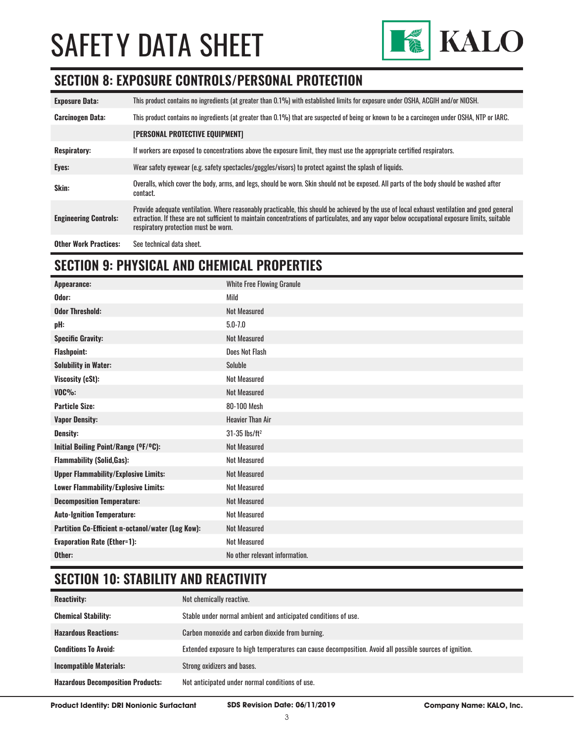# SAFETY DATA SHEET

## SECTION 8: EXPOSURE CONTROLS/PERSONAL PROTECTION

| | |
|---|---|
| **Exposure Data:** | This product contains no ingredients (at greater than 0.1%) with established limits for exposure under OSHA, ACGIH and/or NIOSH. |
| **Carcinogen Data:** | This product contains no ingredients (at greater than 0.1%) that are suspected of being or known to be a carcinogen under OSHA, NTP or IARC. |
| | **[PERSONAL PROTECTIVE EQUIPMENT]** |
| **Respiratory:** | If workers are exposed to concentrations above the exposure limit, they must use the appropriate certified respirators. |
| **Eyes:** | Wear safety eyewear (e.g. safety spectacles/goggles/visors) to protect against the splash of liquids. |
| **Skin:** | Overalls, which cover the body, arms, and legs, should be worn. Skin should not be exposed. All parts of the body should be washed after contact. |
| **Engineering Controls:** | Provide adequate ventilation. Where reasonably practicable, this should be achieved by the use of local exhaust ventilation and good general extraction. If these are not sufficient to maintain concentrations of particulates, and any vapor below occupational exposure limits, suitable respiratory protection must be worn. |
| **Other Work Practices:** | See technical data sheet. |

## SECTION 9: PHYSICAL AND CHEMICAL PROPERTIES

| | |
|---|---|
| **Appearance:** | White Free Flowing Granule |
| **Odor:** | Mild |
| **Odor Threshold:** | Not Measured |
| **pH:** | 5.0-7.0 |
| **Specific Gravity:** | Not Measured |
| **Flashpoint:** | Does Not Flash |
| **Solubility in Water:** | Soluble |
| **Viscosity (cSt):** | Not Measured |
| **VOC%:** | Not Measured |
| **Particle Size:** | 80-100 Mesh |
| **Vapor Density:** | Heavier Than Air |
| **Density:** | 31-35 $lbs/ft^2$ |
| **Initial Boiling Point/Range (ºF/ºC):** | Not Measured |
| **Flammability (Solid,Gas):** | Not Measured |
| **Upper Flammability/Explosive Limits:** | Not Measured |
| **Lower Flammability/Explosive Limits:** | Not Measured |
| **Decomposition Temperature:** | Not Measured |
| **Auto-Ignition Temperature:** | Not Measured |
| **Partition Co-Efficient n-octanol/water (Log Kow):** | Not Measured |
| **Evaporation Rate (Ether=1):** | Not Measured |
| **Other:** | No other relevant information. |

## SECTION 10: STABILITY AND REACTIVITY

| | |
|---|---|
| **Reactivity:** | Not chemically reactive. |
| **Chemical Stability:** | Stable under normal ambient and anticipated conditions of use. |
| **Hazardous Reactions:** | Carbon monoxide and carbon dioxide from burning. |
| **Conditions To Avoid:** | Extended exposure to high temperatures can cause decomposition. Avoid all possible sources of ignition. |
| **Incompatible Materials:** | Strong oxidizers and bases. |
| **Hazardous Decomposition Products:** | Not anticipated under normal conditions of use. |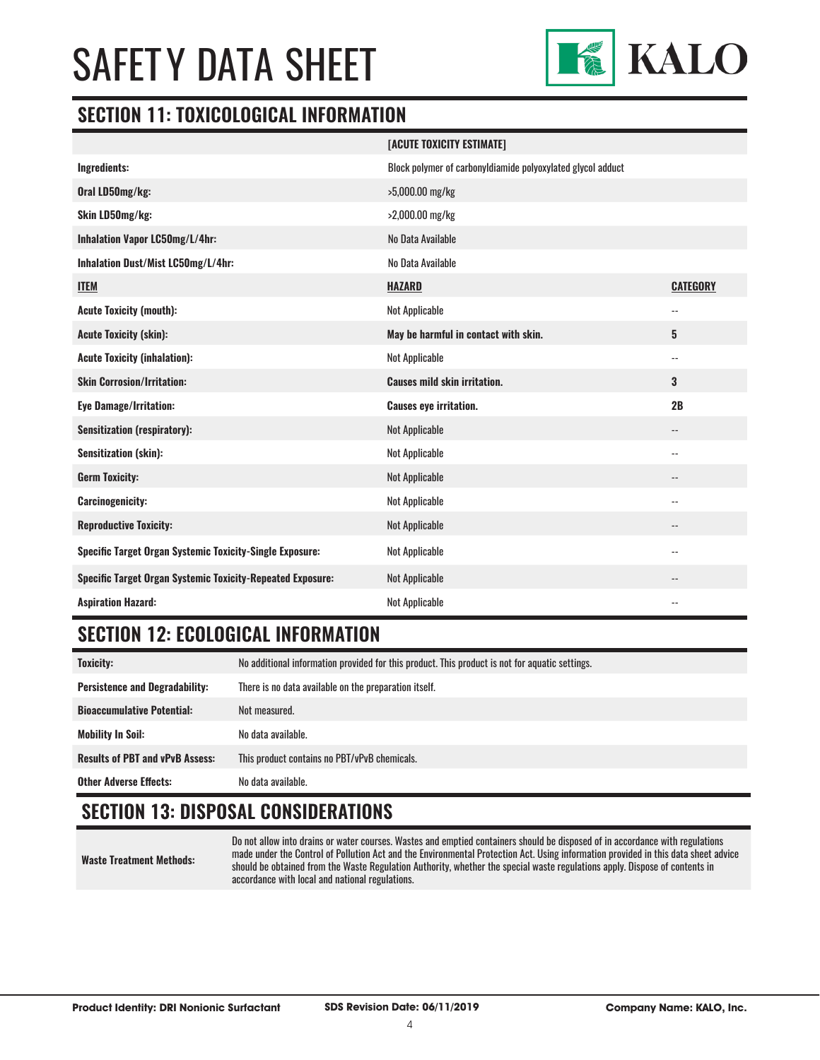# SAFETY DATA SHEET

## SECTION 11: TOXICOLOGICAL INFORMATION

| | [ACUTE TOXICITY ESTIMATE] | |
|---|---|---|
| **Ingredients:** | Block polymer of carbonyldiamide polyoxylated glycol adduct | |
| **Oral LD50mg/kg:** | >5,000.00 mg/kg | |
| **Skin LD50mg/kg:** | >2,000.00 mg/kg | |
| **Inhalation Vapor LC50mg/L/4hr:** | No Data Available | |
| **Inhalation Dust/Mist LC50mg/L/4hr:** | No Data Available | |
| **ITEM** | **HAZARD** | **CATEGORY** |
| **Acute Toxicity (mouth):** | Not Applicable | -- |
| **Acute Toxicity (skin):** | **May be harmful in contact with skin.** | **5** |
| **Acute Toxicity (inhalation):** | Not Applicable | -- |
| **Skin Corrosion/Irritation:** | **Causes mild skin irritation.** | **3** |
| **Eye Damage/Irritation:** | **Causes eye irritation.** | **2B** |
| **Sensitization (respiratory):** | Not Applicable | -- |
| **Sensitization (skin):** | Not Applicable | -- |
| **Germ Toxicity:** | Not Applicable | -- |
| **Carcinogenicity:** | Not Applicable | -- |
| **Reproductive Toxicity:** | Not Applicable | -- |
| **Specific Target Organ Systemic Toxicity-Single Exposure:** | Not Applicable | -- |
| **Specific Target Organ Systemic Toxicity-Repeated Exposure:** | Not Applicable | -- |
| **Aspiration Hazard:** | Not Applicable | -- |

## SECTION 12: ECOLOGICAL INFORMATION

| | |
|---|---|
| **Toxicity:** | No additional information provided for this product. This product is not for aquatic settings. |
| **Persistence and Degradability:** | There is no data available on the preparation itself. |
| **Bioaccumulative Potential:** | Not measured. |
| **Mobility In Soil:** | No data available. |
| **Results of PBT and vPvB Assess:** | This product contains no PBT/vPvB chemicals. |
| **Other Adverse Effects:** | No data available. |

## SECTION 13: DISPOSAL CONSIDERATIONS

| | |
|---|---|
| **Waste Treatment Methods:** | Do not allow into drains or water courses. Wastes and emptied containers should be disposed of in accordance with regulations made under the Control of Pollution Act and the Environmental Protection Act. Using information provided in this data sheet advice should be obtained from the Waste Regulation Authority, whether the special waste regulations apply. Dispose of contents in accordance with local and national regulations. |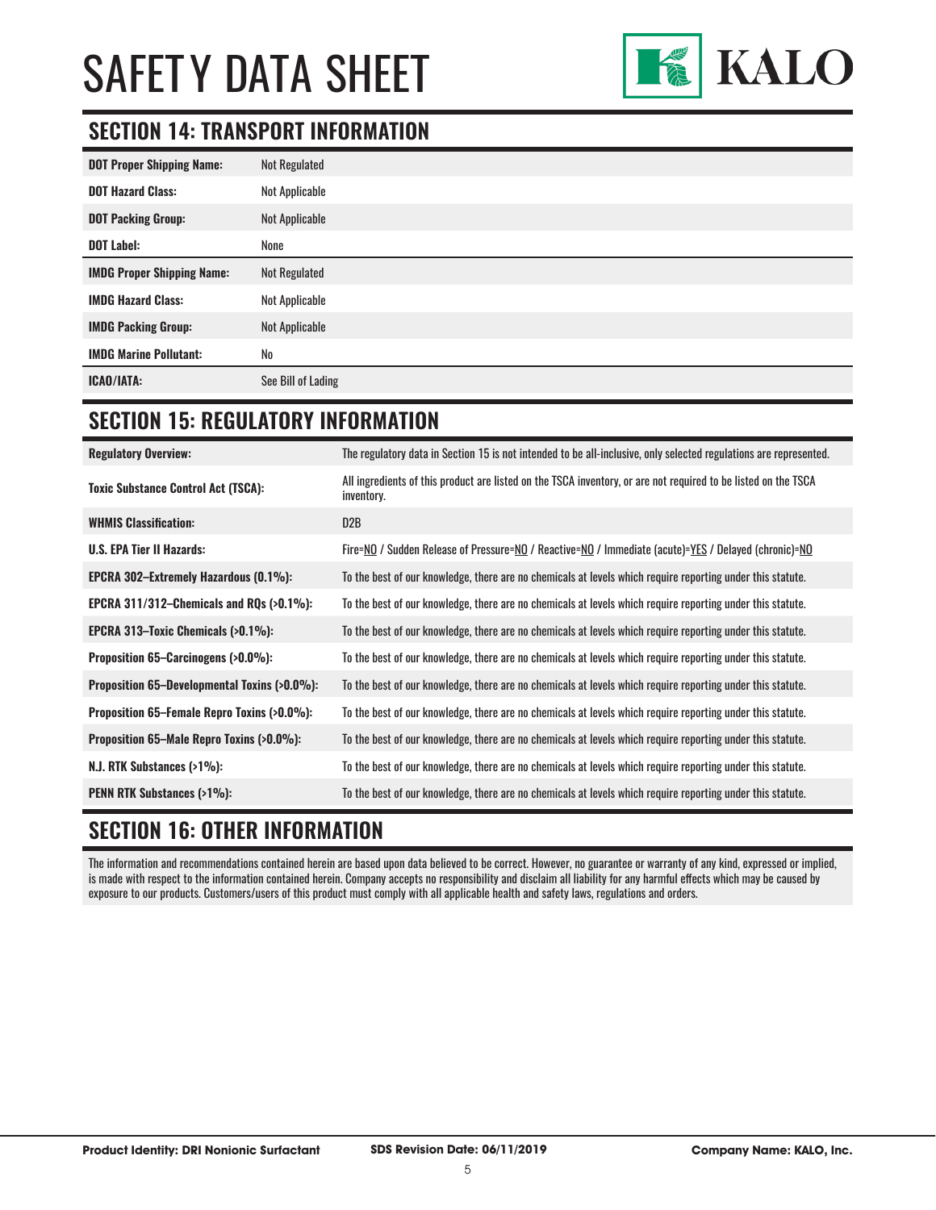# SAFETY DATA SHEET

## SECTION 14: TRANSPORT INFORMATION

| | |
|---|---|
| **DOT Proper Shipping Name:** | Not Regulated |
| **DOT Hazard Class:** | Not Applicable |
| **DOT Packing Group:** | Not Applicable |
| **DOT Label:** | None |
| **IMDG Proper Shipping Name:** | Not Regulated |
| **IMDG Hazard Class:** | Not Applicable |
| **IMDG Packing Group:** | Not Applicable |
| **IMDG Marine Pollutant:** | No |
| **ICAO/IATA:** | See Bill of Lading |

## SECTION 15: REGULATORY INFORMATION

| | |
|---|---|
| **Regulatory Overview:** | The regulatory data in Section 15 is not intended to be all-inclusive, only selected regulations are represented. |
| **Toxic Substance Control Act (TSCA):** | All ingredients of this product are listed on the TSCA inventory, or are not required to be listed on the TSCA inventory. |
| **WHMIS Classification:** | D2B |
| **U.S. EPA Tier II Hazards:** | Fire=NO / Sudden Release of Pressure=NO / Reactive=NO / Immediate (acute)=YES / Delayed (chronic)=NO |
| **EPCRA 302–Extremely Hazardous (0.1%):** | To the best of our knowledge, there are no chemicals at levels which require reporting under this statute. |
| **EPCRA 311/312–Chemicals and RQs (>0.1%):** | To the best of our knowledge, there are no chemicals at levels which require reporting under this statute. |
| **EPCRA 313–Toxic Chemicals (>0.1%):** | To the best of our knowledge, there are no chemicals at levels which require reporting under this statute. |
| **Proposition 65–Carcinogens (>0.0%):** | To the best of our knowledge, there are no chemicals at levels which require reporting under this statute. |
| **Proposition 65–Developmental Toxins (>0.0%):** | To the best of our knowledge, there are no chemicals at levels which require reporting under this statute. |
| **Proposition 65–Female Repro Toxins (>0.0%):** | To the best of our knowledge, there are no chemicals at levels which require reporting under this statute. |
| **Proposition 65–Male Repro Toxins (>0.0%):** | To the best of our knowledge, there are no chemicals at levels which require reporting under this statute. |
| **N.J. RTK Substances (>1%):** | To the best of our knowledge, there are no chemicals at levels which require reporting under this statute. |
| **PENN RTK Substances (>1%):** | To the best of our knowledge, there are no chemicals at levels which require reporting under this statute. |

## SECTION 16: OTHER INFORMATION

The information and recommendations contained herein are based upon data believed to be correct. However, no guarantee or warranty of any kind, expressed or implied, is made with respect to the information contained herein. Company accepts no responsibility and disclaim all liability for any harmful effects which may be caused by exposure to our products. Customers/users of this product must comply with all applicable health and safety laws, regulations and orders.